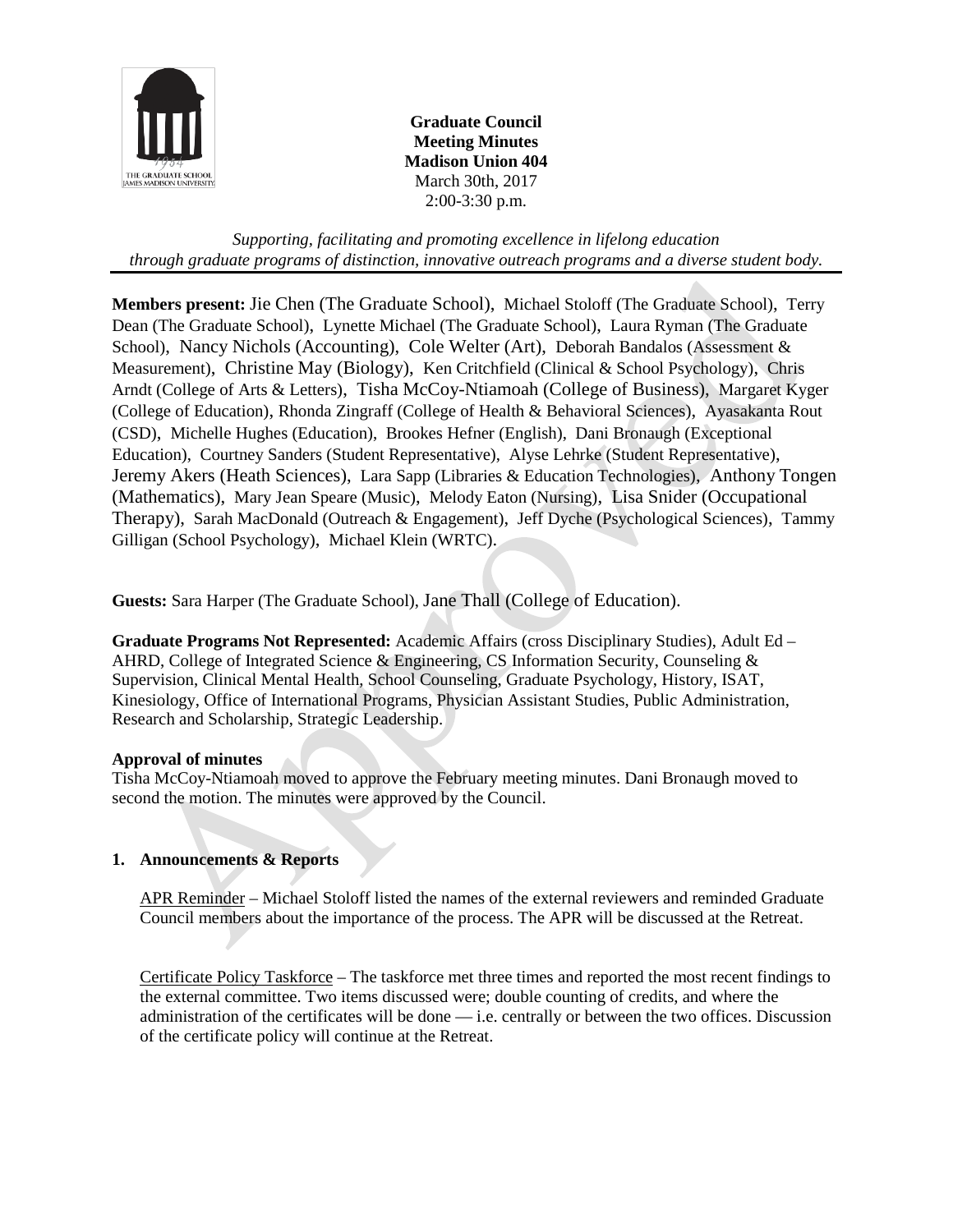**Graduate Council**
**Meeting Minutes**
**Madison Union 404**
March 30th, 2017
2:00-3:30 p.m.

*Supporting, facilitating and promoting excellence in lifelong education through graduate programs of distinction, innovative outreach programs and a diverse student body.*

**Members present:** Jie Chen (The Graduate School), Michael Stoloff (The Graduate School), Terry Dean (The Graduate School), Lynette Michael (The Graduate School), Laura Ryman (The Graduate School), Nancy Nichols (Accounting), Cole Welter (Art), Deborah Bandalos (Assessment & Measurement), Christine May (Biology), Ken Critchfield (Clinical & School Psychology), Chris Arndt (College of Arts & Letters), Tisha McCoy-Ntiamoah (College of Business), Margaret Kyger (College of Education), Rhonda Zingraff (College of Health & Behavioral Sciences), Ayasakanta Rout (CSD), Michelle Hughes (Education), Brookes Hefner (English), Dani Bronaugh (Exceptional Education), Courtney Sanders (Student Representative), Alyse Lehrke (Student Representative), Jeremy Akers (Heath Sciences), Lara Sapp (Libraries & Education Technologies), Anthony Tongen (Mathematics), Mary Jean Speare (Music), Melody Eaton (Nursing), Lisa Snider (Occupational Therapy), Sarah MacDonald (Outreach & Engagement), Jeff Dyche (Psychological Sciences), Tammy Gilligan (School Psychology), Michael Klein (WRTC).

**Guests:** Sara Harper (The Graduate School), Jane Thall (College of Education).

**Graduate Programs Not Represented:** Academic Affairs (cross Disciplinary Studies), Adult Ed – AHRD, College of Integrated Science & Engineering, CS Information Security, Counseling & Supervision, Clinical Mental Health, School Counseling, Graduate Psychology, History, ISAT, Kinesiology, Office of International Programs, Physician Assistant Studies, Public Administration, Research and Scholarship, Strategic Leadership.

**Approval of minutes**

Tisha McCoy-Ntiamoah moved to approve the February meeting minutes. Dani Bronaugh moved to second the motion. The minutes were approved by the Council.

**1. Announcements & Reports**

APR Reminder – Michael Stoloff listed the names of the external reviewers and reminded Graduate Council members about the importance of the process. The APR will be discussed at the Retreat.

Certificate Policy Taskforce – The taskforce met three times and reported the most recent findings to the external committee. Two items discussed were; double counting of credits, and where the administration of the certificates will be done — i.e. centrally or between the two offices. Discussion of the certificate policy will continue at the Retreat.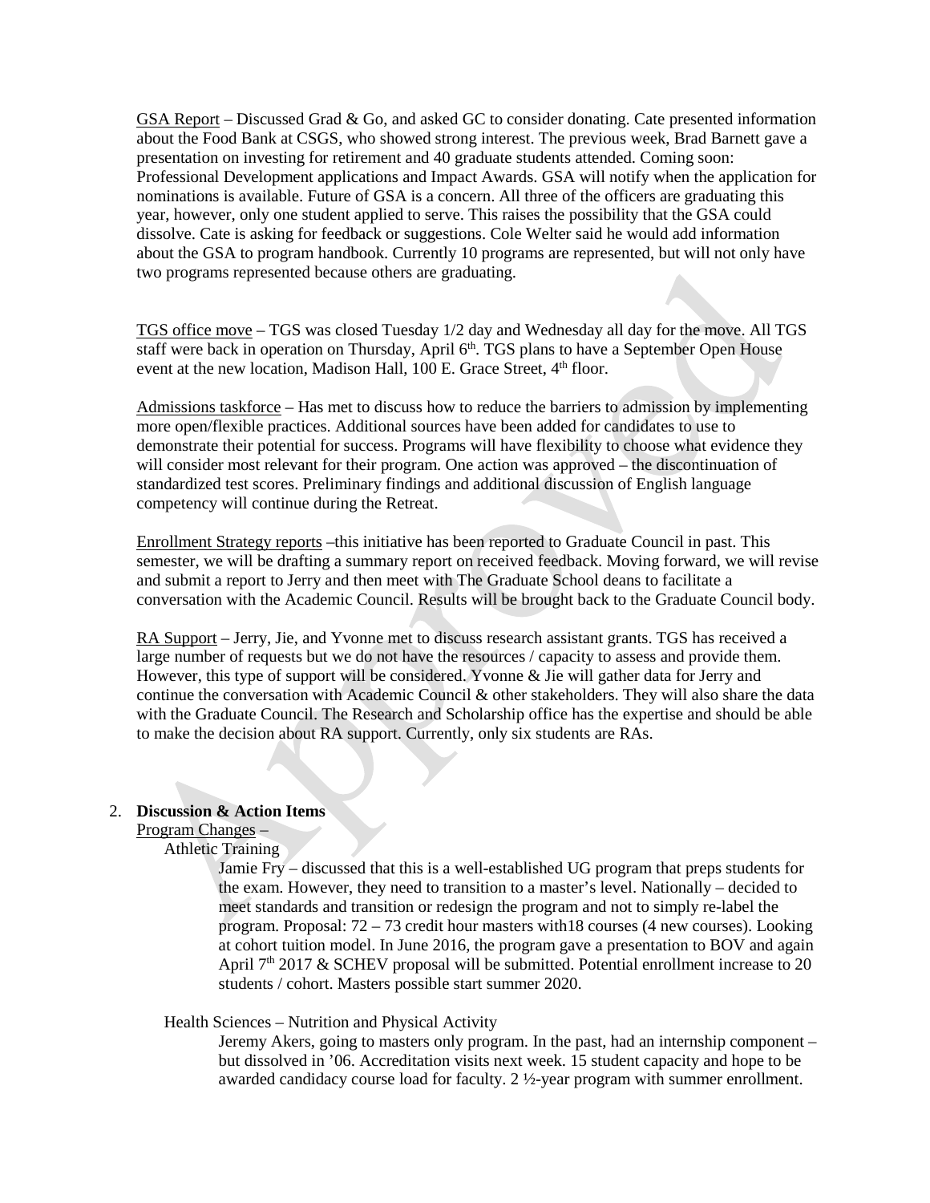GSA Report – Discussed Grad & Go, and asked GC to consider donating. Cate presented information about the Food Bank at CSGS, who showed strong interest. The previous week, Brad Barnett gave a presentation on investing for retirement and 40 graduate students attended. Coming soon: Professional Development applications and Impact Awards. GSA will notify when the application for nominations is available. Future of GSA is a concern. All three of the officers are graduating this year, however, only one student applied to serve. This raises the possibility that the GSA could dissolve. Cate is asking for feedback or suggestions. Cole Welter said he would add information about the GSA to program handbook. Currently 10 programs are represented, but will not only have two programs represented because others are graduating.

TGS office move – TGS was closed Tuesday 1/2 day and Wednesday all day for the move. All TGS staff were back in operation on Thursday, April 6th. TGS plans to have a September Open House event at the new location, Madison Hall, 100 E. Grace Street, 4th floor.

Admissions taskforce – Has met to discuss how to reduce the barriers to admission by implementing more open/flexible practices. Additional sources have been added for candidates to use to demonstrate their potential for success. Programs will have flexibility to choose what evidence they will consider most relevant for their program. One action was approved – the discontinuation of standardized test scores. Preliminary findings and additional discussion of English language competency will continue during the Retreat.

Enrollment Strategy reports –this initiative has been reported to Graduate Council in past. This semester, we will be drafting a summary report on received feedback. Moving forward, we will revise and submit a report to Jerry and then meet with The Graduate School deans to facilitate a conversation with the Academic Council. Results will be brought back to the Graduate Council body.

RA Support – Jerry, Jie, and Yvonne met to discuss research assistant grants. TGS has received a large number of requests but we do not have the resources / capacity to assess and provide them. However, this type of support will be considered. Yvonne & Jie will gather data for Jerry and continue the conversation with Academic Council & other stakeholders. They will also share the data with the Graduate Council. The Research and Scholarship office has the expertise and should be able to make the decision about RA support. Currently, only six students are RAs.

2. **Discussion & Action Items**

Program Changes –

Athletic Training

Jamie Fry – discussed that this is a well-established UG program that preps students for the exam. However, they need to transition to a master's level. Nationally – decided to meet standards and transition or redesign the program and not to simply re-label the program. Proposal: 72 – 73 credit hour masters with18 courses (4 new courses). Looking at cohort tuition model. In June 2016, the program gave a presentation to BOV and again April 7th 2017 & SCHEV proposal will be submitted. Potential enrollment increase to 20 students / cohort. Masters possible start summer 2020.

Health Sciences – Nutrition and Physical Activity

Jeremy Akers, going to masters only program. In the past, had an internship component – but dissolved in '06. Accreditation visits next week. 15 student capacity and hope to be awarded candidacy course load for faculty. 2 ½-year program with summer enrollment.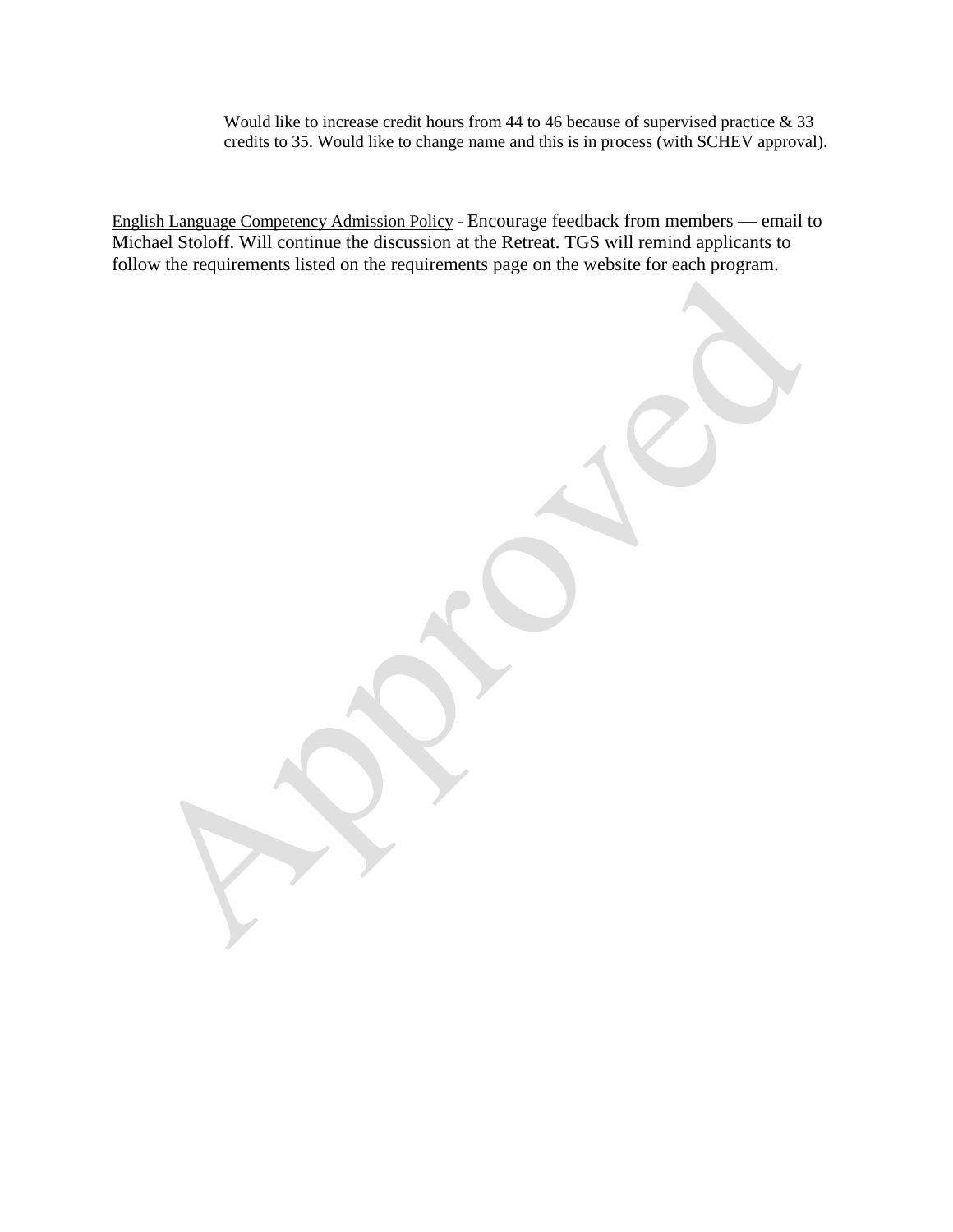Would like to increase credit hours from 44 to 46 because of supervised practice & 33 credits to 35. Would like to change name and this is in process (with SCHEV approval).

English Language Competency Admission Policy - Encourage feedback from members — email to Michael Stoloff. Will continue the discussion at the Retreat. TGS will remind applicants to follow the requirements listed on the requirements page on the website for each program.